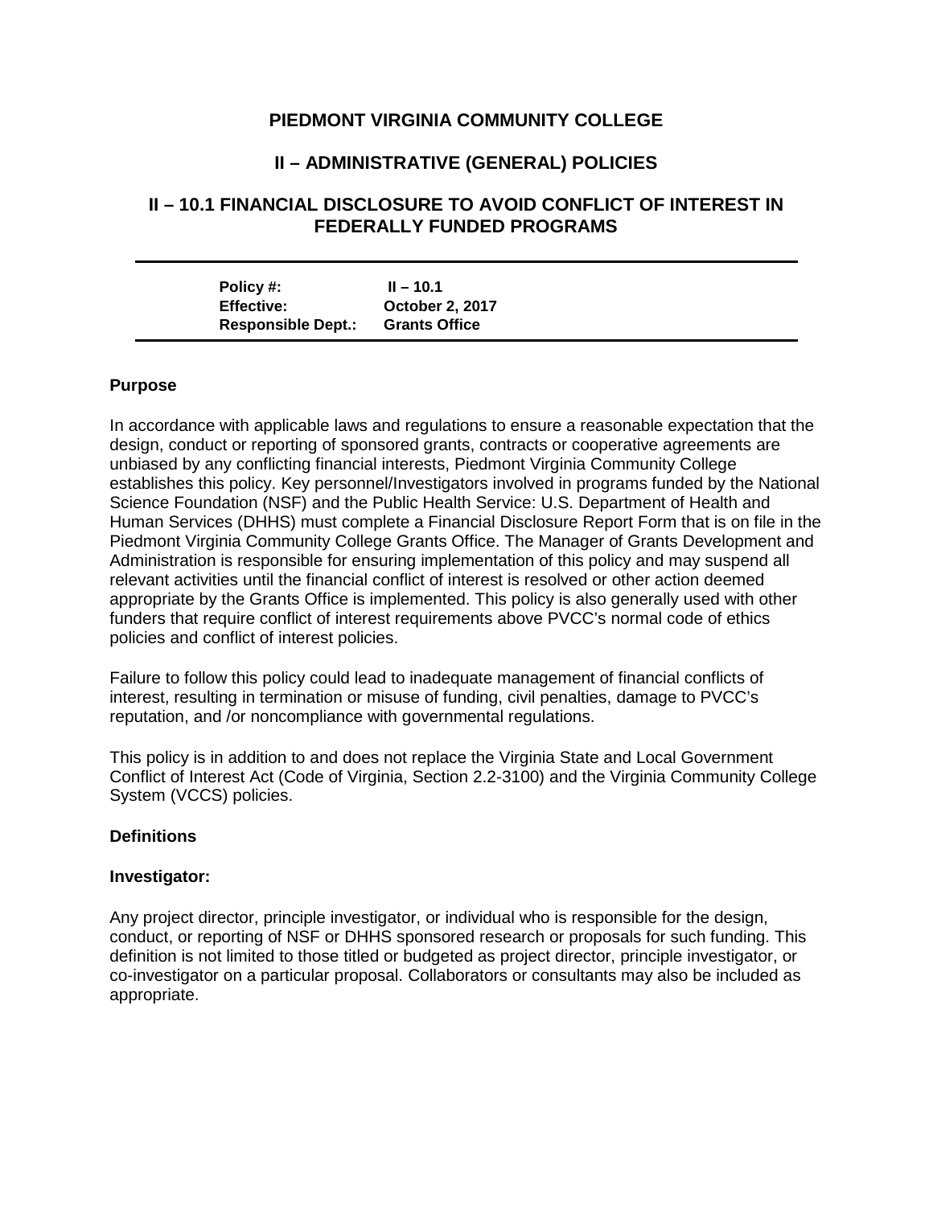# PIEDMONT VIRGINIA COMMUNITY COLLEGE

## II – ADMINISTRATIVE (GENERAL) POLICIES

## II – 10.1 FINANCIAL DISCLOSURE TO AVOID CONFLICT OF INTEREST IN FEDERALLY FUNDED PROGRAMS

---

**Policy #:** II – 10.1
**Effective:** October 2, 2017
**Responsible Dept.:** Grants Office

---

### Purpose

In accordance with applicable laws and regulations to ensure a reasonable expectation that the design, conduct or reporting of sponsored grants, contracts or cooperative agreements are unbiased by any conflicting financial interests, Piedmont Virginia Community College establishes this policy. Key personnel/Investigators involved in programs funded by the National Science Foundation (NSF) and the Public Health Service: U.S. Department of Health and Human Services (DHHS) must complete a Financial Disclosure Report Form that is on file in the Piedmont Virginia Community College Grants Office. The Manager of Grants Development and Administration is responsible for ensuring implementation of this policy and may suspend all relevant activities until the financial conflict of interest is resolved or other action deemed appropriate by the Grants Office is implemented. This policy is also generally used with other funders that require conflict of interest requirements above PVCC's normal code of ethics policies and conflict of interest policies.

Failure to follow this policy could lead to inadequate management of financial conflicts of interest, resulting in termination or misuse of funding, civil penalties, damage to PVCC's reputation, and /or noncompliance with governmental regulations.

This policy is in addition to and does not replace the Virginia State and Local Government Conflict of Interest Act (Code of Virginia, Section 2.2-3100) and the Virginia Community College System (VCCS) policies.

### Definitions

#### Investigator:

Any project director, principle investigator, or individual who is responsible for the design, conduct, or reporting of NSF or DHHS sponsored research or proposals for such funding. This definition is not limited to those titled or budgeted as project director, principle investigator, or co-investigator on a particular proposal. Collaborators or consultants may also be included as appropriate.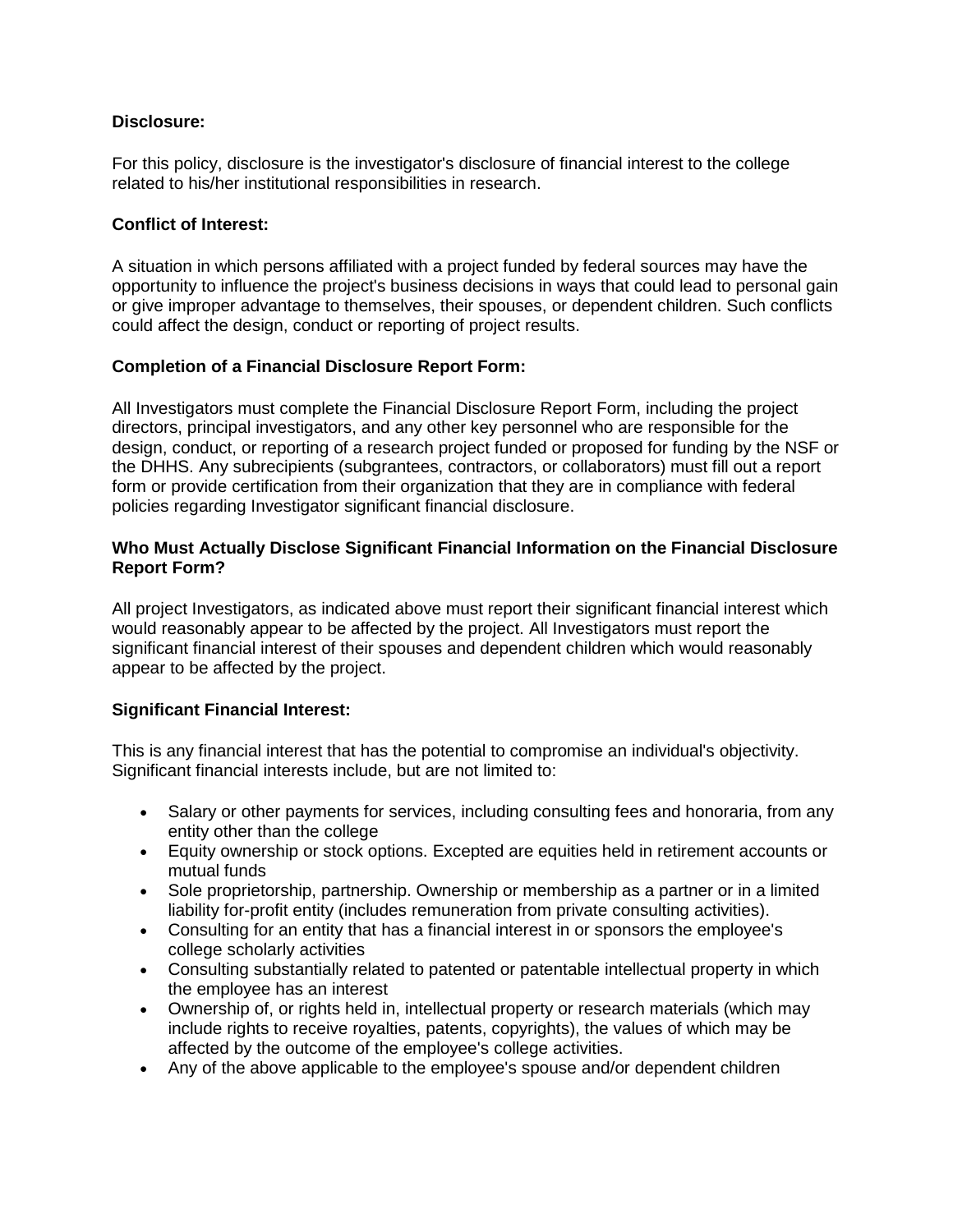**Disclosure:**

For this policy, disclosure is the investigator's disclosure of financial interest to the college related to his/her institutional responsibilities in research.

**Conflict of Interest:**

A situation in which persons affiliated with a project funded by federal sources may have the opportunity to influence the project's business decisions in ways that could lead to personal gain or give improper advantage to themselves, their spouses, or dependent children. Such conflicts could affect the design, conduct or reporting of project results.

**Completion of a Financial Disclosure Report Form:**

All Investigators must complete the Financial Disclosure Report Form, including the project directors, principal investigators, and any other key personnel who are responsible for the design, conduct, or reporting of a research project funded or proposed for funding by the NSF or the DHHS. Any subrecipients (subgrantees, contractors, or collaborators) must fill out a report form or provide certification from their organization that they are in compliance with federal policies regarding Investigator significant financial disclosure.

**Who Must Actually Disclose Significant Financial Information on the Financial Disclosure Report Form?**

All project Investigators, as indicated above must report their significant financial interest which would reasonably appear to be affected by the project. All Investigators must report the significant financial interest of their spouses and dependent children which would reasonably appear to be affected by the project.

**Significant Financial Interest:**

This is any financial interest that has the potential to compromise an individual's objectivity. Significant financial interests include, but are not limited to:

- Salary or other payments for services, including consulting fees and honoraria, from any entity other than the college
- Equity ownership or stock options. Excepted are equities held in retirement accounts or mutual funds
- Sole proprietorship, partnership. Ownership or membership as a partner or in a limited liability for-profit entity (includes remuneration from private consulting activities).
- Consulting for an entity that has a financial interest in or sponsors the employee's college scholarly activities
- Consulting substantially related to patented or patentable intellectual property in which the employee has an interest
- Ownership of, or rights held in, intellectual property or research materials (which may include rights to receive royalties, patents, copyrights), the values of which may be affected by the outcome of the employee's college activities.
- Any of the above applicable to the employee's spouse and/or dependent children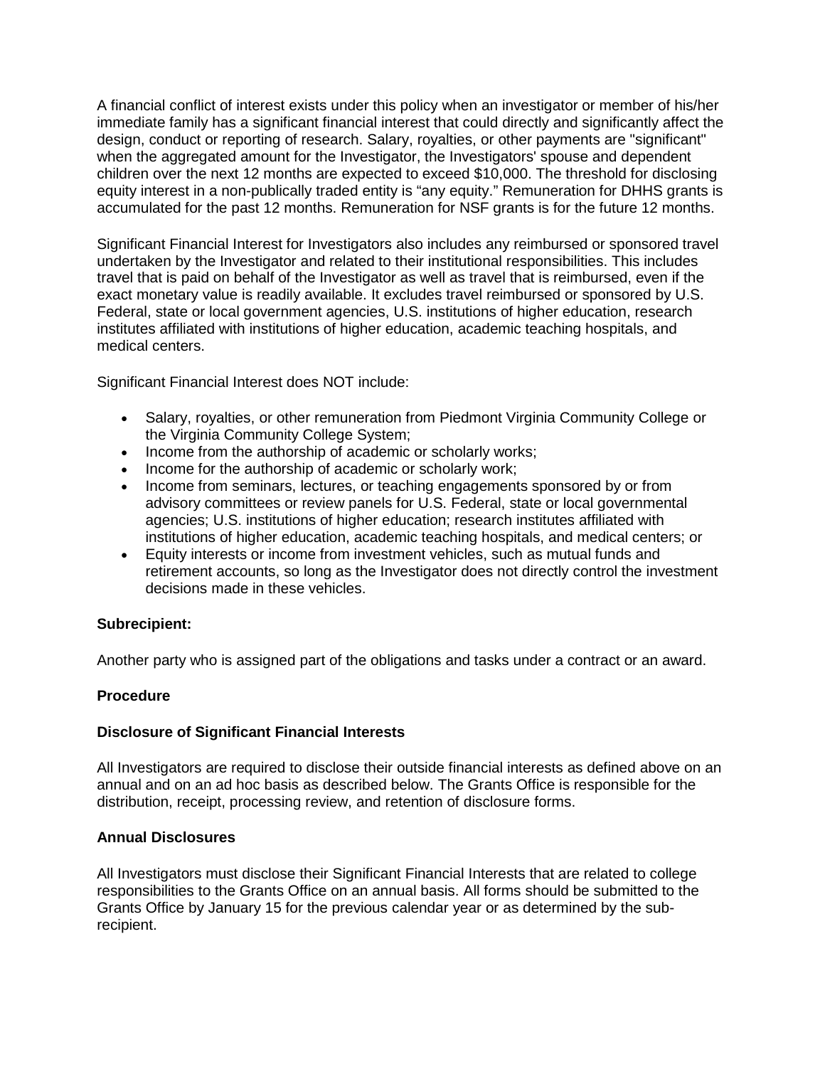A financial conflict of interest exists under this policy when an investigator or member of his/her immediate family has a significant financial interest that could directly and significantly affect the design, conduct or reporting of research. Salary, royalties, or other payments are "significant" when the aggregated amount for the Investigator, the Investigators' spouse and dependent children over the next 12 months are expected to exceed $10,000. The threshold for disclosing equity interest in a non-publically traded entity is "any equity." Remuneration for DHHS grants is accumulated for the past 12 months. Remuneration for NSF grants is for the future 12 months.

Significant Financial Interest for Investigators also includes any reimbursed or sponsored travel undertaken by the Investigator and related to their institutional responsibilities. This includes travel that is paid on behalf of the Investigator as well as travel that is reimbursed, even if the exact monetary value is readily available. It excludes travel reimbursed or sponsored by U.S. Federal, state or local government agencies, U.S. institutions of higher education, research institutes affiliated with institutions of higher education, academic teaching hospitals, and medical centers.

Significant Financial Interest does NOT include:

- Salary, royalties, or other remuneration from Piedmont Virginia Community College or the Virginia Community College System;
- Income from the authorship of academic or scholarly works;
- Income for the authorship of academic or scholarly work;
- Income from seminars, lectures, or teaching engagements sponsored by or from advisory committees or review panels for U.S. Federal, state or local governmental agencies; U.S. institutions of higher education; research institutes affiliated with institutions of higher education, academic teaching hospitals, and medical centers; or
- Equity interests or income from investment vehicles, such as mutual funds and retirement accounts, so long as the Investigator does not directly control the investment decisions made in these vehicles.

**Subrecipient:**

Another party who is assigned part of the obligations and tasks under a contract or an award.

**Procedure**

**Disclosure of Significant Financial Interests**

All Investigators are required to disclose their outside financial interests as defined above on an annual and on an ad hoc basis as described below. The Grants Office is responsible for the distribution, receipt, processing review, and retention of disclosure forms.

**Annual Disclosures**

All Investigators must disclose their Significant Financial Interests that are related to college responsibilities to the Grants Office on an annual basis. All forms should be submitted to the Grants Office by January 15 for the previous calendar year or as determined by the sub-recipient.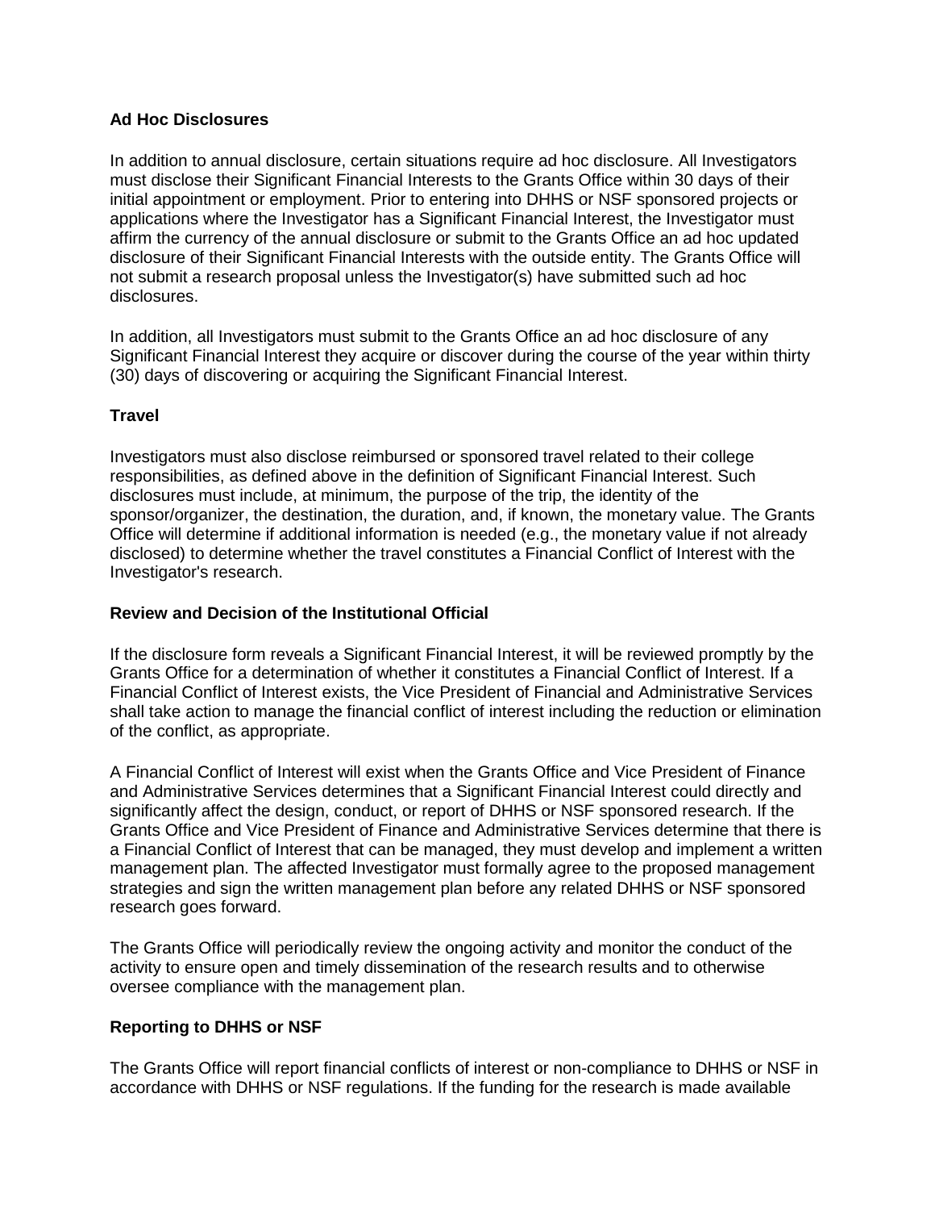**Ad Hoc Disclosures**

In addition to annual disclosure, certain situations require ad hoc disclosure. All Investigators must disclose their Significant Financial Interests to the Grants Office within 30 days of their initial appointment or employment. Prior to entering into DHHS or NSF sponsored projects or applications where the Investigator has a Significant Financial Interest, the Investigator must affirm the currency of the annual disclosure or submit to the Grants Office an ad hoc updated disclosure of their Significant Financial Interests with the outside entity. The Grants Office will not submit a research proposal unless the Investigator(s) have submitted such ad hoc disclosures.

In addition, all Investigators must submit to the Grants Office an ad hoc disclosure of any Significant Financial Interest they acquire or discover during the course of the year within thirty (30) days of discovering or acquiring the Significant Financial Interest.

**Travel**

Investigators must also disclose reimbursed or sponsored travel related to their college responsibilities, as defined above in the definition of Significant Financial Interest. Such disclosures must include, at minimum, the purpose of the trip, the identity of the sponsor/organizer, the destination, the duration, and, if known, the monetary value. The Grants Office will determine if additional information is needed (e.g., the monetary value if not already disclosed) to determine whether the travel constitutes a Financial Conflict of Interest with the Investigator's research.

**Review and Decision of the Institutional Official**

If the disclosure form reveals a Significant Financial Interest, it will be reviewed promptly by the Grants Office for a determination of whether it constitutes a Financial Conflict of Interest. If a Financial Conflict of Interest exists, the Vice President of Financial and Administrative Services shall take action to manage the financial conflict of interest including the reduction or elimination of the conflict, as appropriate.

A Financial Conflict of Interest will exist when the Grants Office and Vice President of Finance and Administrative Services determines that a Significant Financial Interest could directly and significantly affect the design, conduct, or report of DHHS or NSF sponsored research. If the Grants Office and Vice President of Finance and Administrative Services determine that there is a Financial Conflict of Interest that can be managed, they must develop and implement a written management plan. The affected Investigator must formally agree to the proposed management strategies and sign the written management plan before any related DHHS or NSF sponsored research goes forward.

The Grants Office will periodically review the ongoing activity and monitor the conduct of the activity to ensure open and timely dissemination of the research results and to otherwise oversee compliance with the management plan.

**Reporting to DHHS or NSF**

The Grants Office will report financial conflicts of interest or non-compliance to DHHS or NSF in accordance with DHHS or NSF regulations. If the funding for the research is made available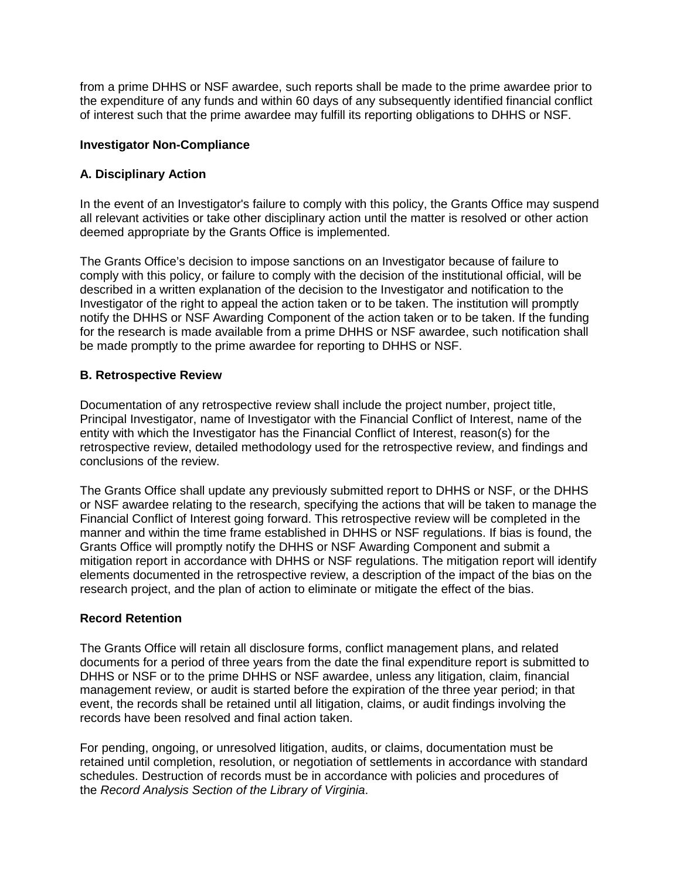from a prime DHHS or NSF awardee, such reports shall be made to the prime awardee prior to the expenditure of any funds and within 60 days of any subsequently identified financial conflict of interest such that the prime awardee may fulfill its reporting obligations to DHHS or NSF.

**Investigator Non-Compliance**

**A. Disciplinary Action**

In the event of an Investigator's failure to comply with this policy, the Grants Office may suspend all relevant activities or take other disciplinary action until the matter is resolved or other action deemed appropriate by the Grants Office is implemented.

The Grants Office's decision to impose sanctions on an Investigator because of failure to comply with this policy, or failure to comply with the decision of the institutional official, will be described in a written explanation of the decision to the Investigator and notification to the Investigator of the right to appeal the action taken or to be taken. The institution will promptly notify the DHHS or NSF Awarding Component of the action taken or to be taken. If the funding for the research is made available from a prime DHHS or NSF awardee, such notification shall be made promptly to the prime awardee for reporting to DHHS or NSF.

**B. Retrospective Review**

Documentation of any retrospective review shall include the project number, project title, Principal Investigator, name of Investigator with the Financial Conflict of Interest, name of the entity with which the Investigator has the Financial Conflict of Interest, reason(s) for the retrospective review, detailed methodology used for the retrospective review, and findings and conclusions of the review.

The Grants Office shall update any previously submitted report to DHHS or NSF, or the DHHS or NSF awardee relating to the research, specifying the actions that will be taken to manage the Financial Conflict of Interest going forward. This retrospective review will be completed in the manner and within the time frame established in DHHS or NSF regulations. If bias is found, the Grants Office will promptly notify the DHHS or NSF Awarding Component and submit a mitigation report in accordance with DHHS or NSF regulations. The mitigation report will identify elements documented in the retrospective review, a description of the impact of the bias on the research project, and the plan of action to eliminate or mitigate the effect of the bias.

**Record Retention**

The Grants Office will retain all disclosure forms, conflict management plans, and related documents for a period of three years from the date the final expenditure report is submitted to DHHS or NSF or to the prime DHHS or NSF awardee, unless any litigation, claim, financial management review, or audit is started before the expiration of the three year period; in that event, the records shall be retained until all litigation, claims, or audit findings involving the records have been resolved and final action taken.

For pending, ongoing, or unresolved litigation, audits, or claims, documentation must be retained until completion, resolution, or negotiation of settlements in accordance with standard schedules. Destruction of records must be in accordance with policies and procedures of the *Record Analysis Section of the Library of Virginia*.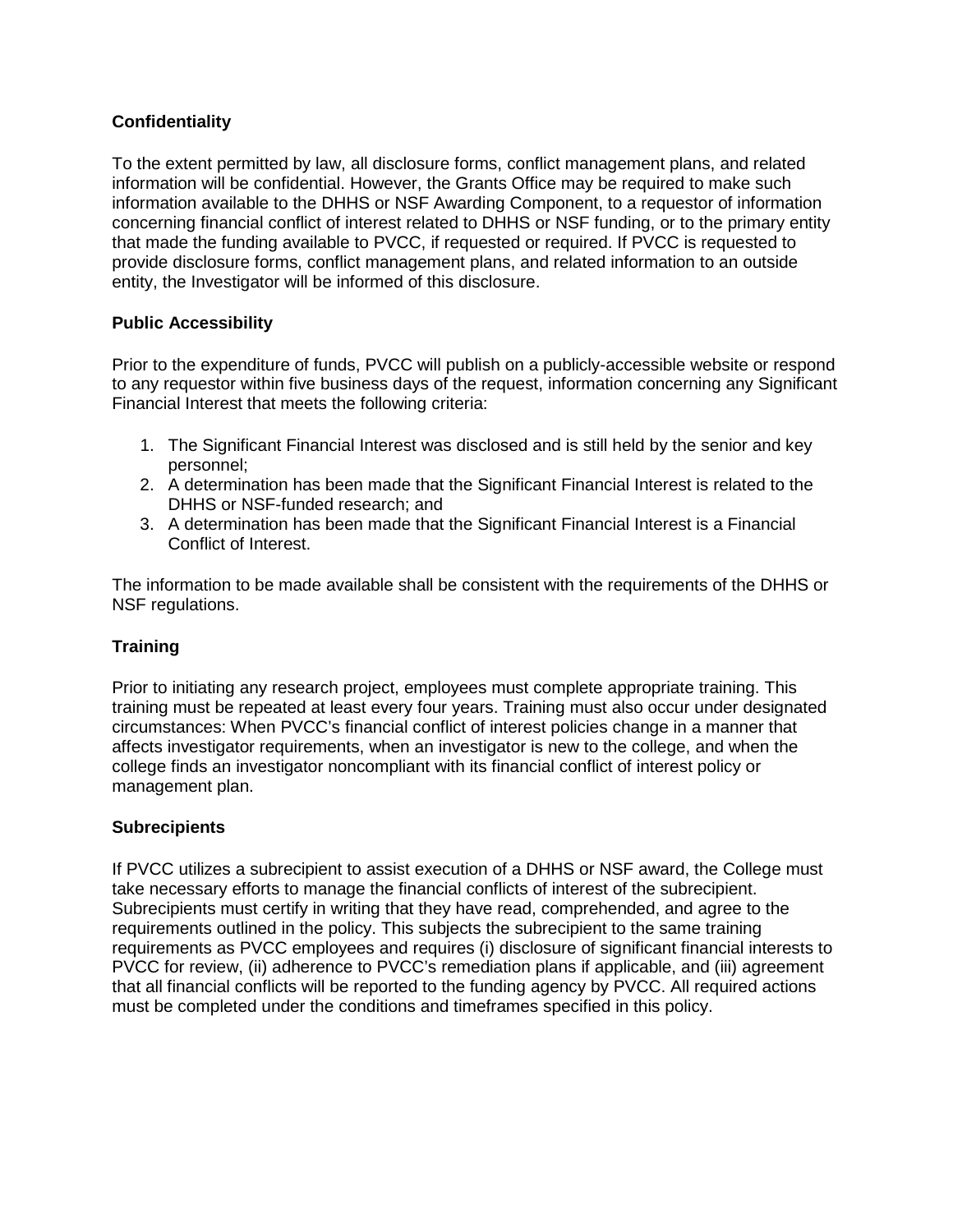**Confidentiality**

To the extent permitted by law, all disclosure forms, conflict management plans, and related information will be confidential. However, the Grants Office may be required to make such information available to the DHHS or NSF Awarding Component, to a requestor of information concerning financial conflict of interest related to DHHS or NSF funding, or to the primary entity that made the funding available to PVCC, if requested or required. If PVCC is requested to provide disclosure forms, conflict management plans, and related information to an outside entity, the Investigator will be informed of this disclosure.

**Public Accessibility**

Prior to the expenditure of funds, PVCC will publish on a publicly-accessible website or respond to any requestor within five business days of the request, information concerning any Significant Financial Interest that meets the following criteria:

1. The Significant Financial Interest was disclosed and is still held by the senior and key personnel;
2. A determination has been made that the Significant Financial Interest is related to the DHHS or NSF-funded research; and
3. A determination has been made that the Significant Financial Interest is a Financial Conflict of Interest.

The information to be made available shall be consistent with the requirements of the DHHS or NSF regulations.

**Training**

Prior to initiating any research project, employees must complete appropriate training. This training must be repeated at least every four years. Training must also occur under designated circumstances: When PVCC's financial conflict of interest policies change in a manner that affects investigator requirements, when an investigator is new to the college, and when the college finds an investigator noncompliant with its financial conflict of interest policy or management plan.

**Subrecipients**

If PVCC utilizes a subrecipient to assist execution of a DHHS or NSF award, the College must take necessary efforts to manage the financial conflicts of interest of the subrecipient. Subrecipients must certify in writing that they have read, comprehended, and agree to the requirements outlined in the policy. This subjects the subrecipient to the same training requirements as PVCC employees and requires (i) disclosure of significant financial interests to PVCC for review, (ii) adherence to PVCC's remediation plans if applicable, and (iii) agreement that all financial conflicts will be reported to the funding agency by PVCC. All required actions must be completed under the conditions and timeframes specified in this policy.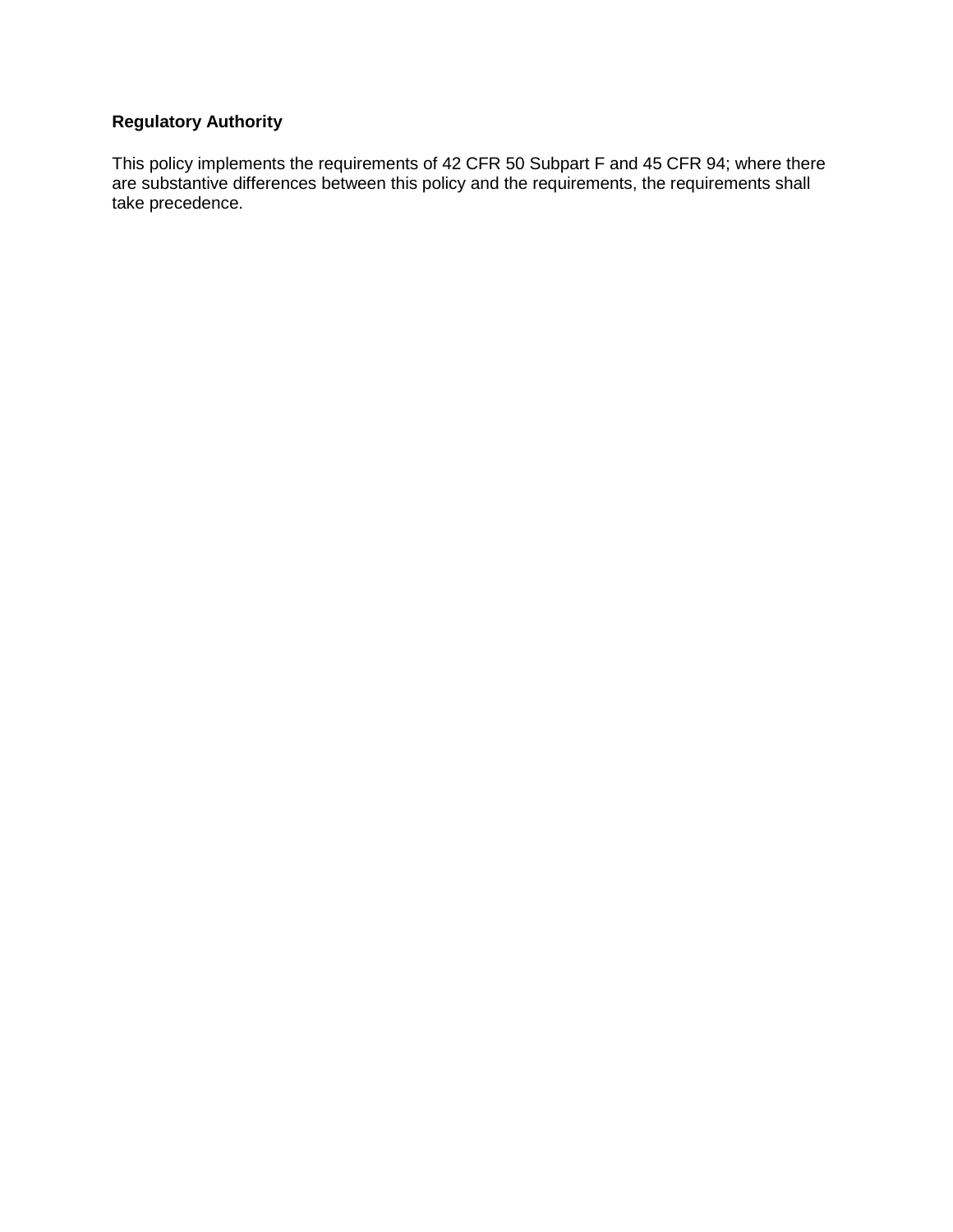**Regulatory Authority**

This policy implements the requirements of 42 CFR 50 Subpart F and 45 CFR 94; where there are substantive differences between this policy and the requirements, the requirements shall take precedence.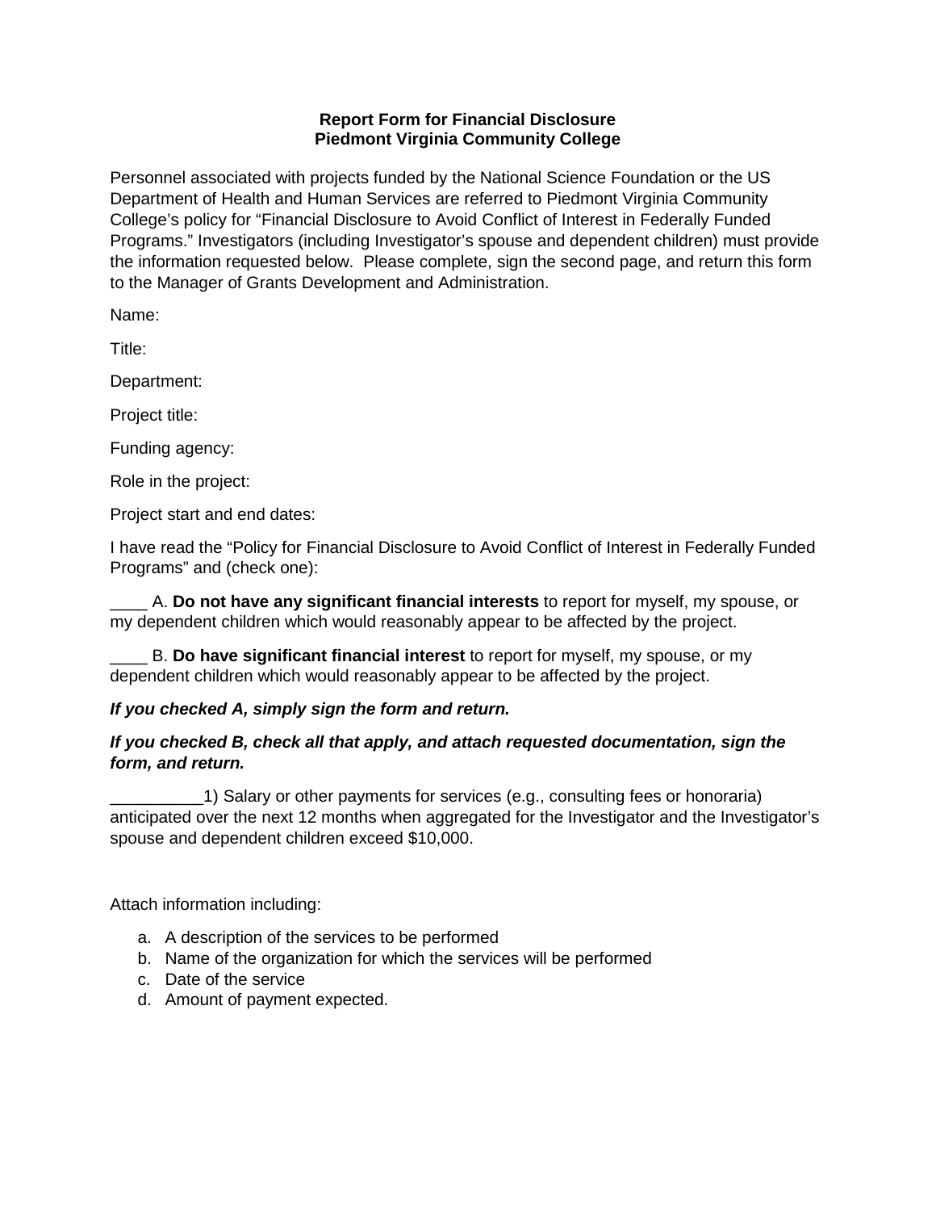**Report Form for Financial Disclosure**
**Piedmont Virginia Community College**

Personnel associated with projects funded by the National Science Foundation or the US Department of Health and Human Services are referred to Piedmont Virginia Community College's policy for "Financial Disclosure to Avoid Conflict of Interest in Federally Funded Programs." Investigators (including Investigator's spouse and dependent children) must provide the information requested below. Please complete, sign the second page, and return this form to the Manager of Grants Development and Administration.

Name:

Title:

Department:

Project title:

Funding agency:

Role in the project:

Project start and end dates:

I have read the "Policy for Financial Disclosure to Avoid Conflict of Interest in Federally Funded Programs" and (check one):

____ A. **Do not have any significant financial interests** to report for myself, my spouse, or my dependent children which would reasonably appear to be affected by the project.

____ B. **Do have significant financial interest** to report for myself, my spouse, or my dependent children which would reasonably appear to be affected by the project.

***If you checked A, simply sign the form and return.***

***If you checked B, check all that apply, and attach requested documentation, sign the form, and return.***

__________1) Salary or other payments for services (e.g., consulting fees or honoraria) anticipated over the next 12 months when aggregated for the Investigator and the Investigator's spouse and dependent children exceed $10,000.

Attach information including:

a. A description of the services to be performed
b. Name of the organization for which the services will be performed
c. Date of the service
d. Amount of payment expected.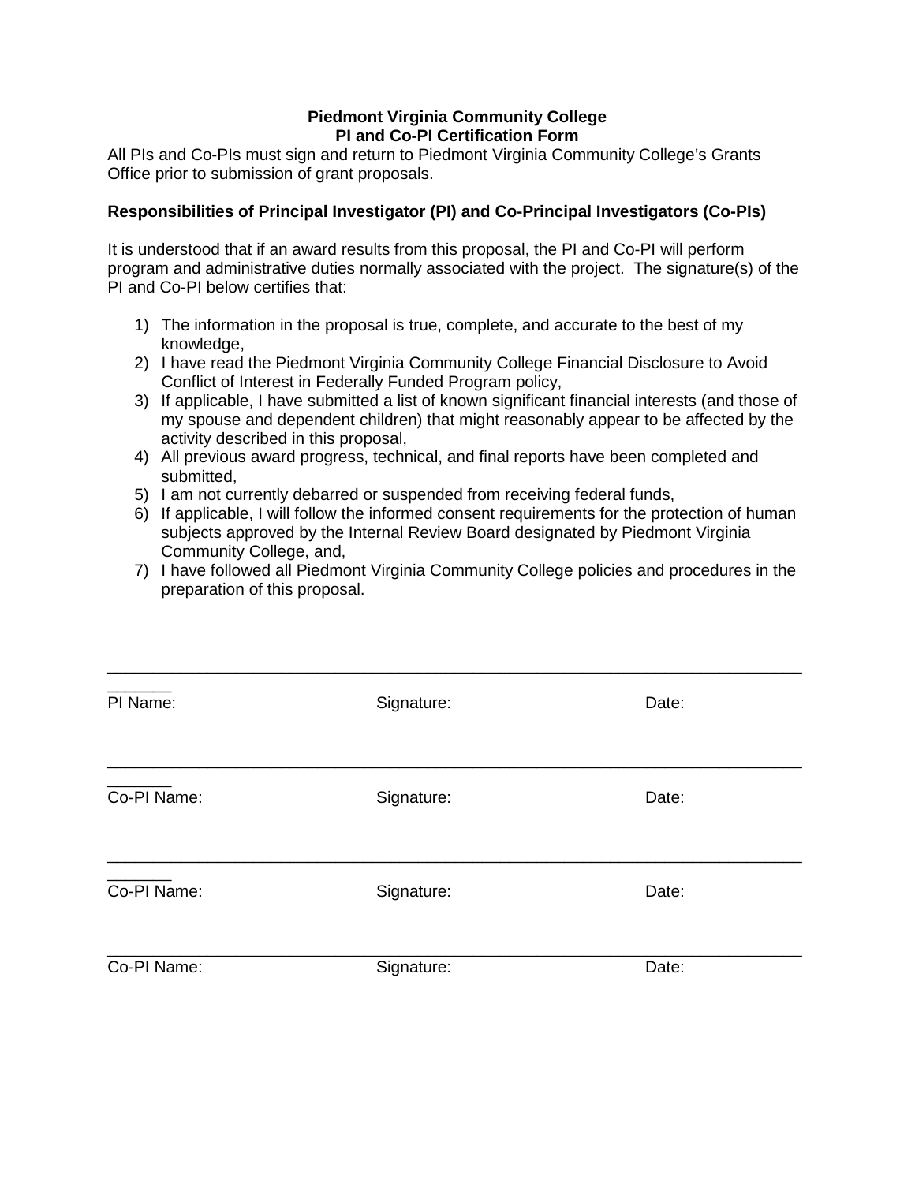**Piedmont Virginia Community College**
**PI and Co-PI Certification Form**

All PIs and Co-PIs must sign and return to Piedmont Virginia Community College's Grants Office prior to submission of grant proposals.

**Responsibilities of Principal Investigator (PI) and Co-Principal Investigators (Co-PIs)**

It is understood that if an award results from this proposal, the PI and Co-PI will perform program and administrative duties normally associated with the project. The signature(s) of the PI and Co-PI below certifies that:

1) The information in the proposal is true, complete, and accurate to the best of my knowledge,
2) I have read the Piedmont Virginia Community College Financial Disclosure to Avoid Conflict of Interest in Federally Funded Program policy,
3) If applicable, I have submitted a list of known significant financial interests (and those of my spouse and dependent children) that might reasonably appear to be affected by the activity described in this proposal,
4) All previous award progress, technical, and final reports have been completed and submitted,
5) I am not currently debarred or suspended from receiving federal funds,
6) If applicable, I will follow the informed consent requirements for the protection of human subjects approved by the Internal Review Board designated by Piedmont Virginia Community College, and,
7) I have followed all Piedmont Virginia Community College policies and procedures in the preparation of this proposal.

_______________________________________________________________________________

PI Name: Signature: Date:

_______________________________________________________________________________

Co-PI Name: Signature: Date:

_______________________________________________________________________________

Co-PI Name: Signature: Date:

_______________________________________________________________________________

Co-PI Name: Signature: Date: